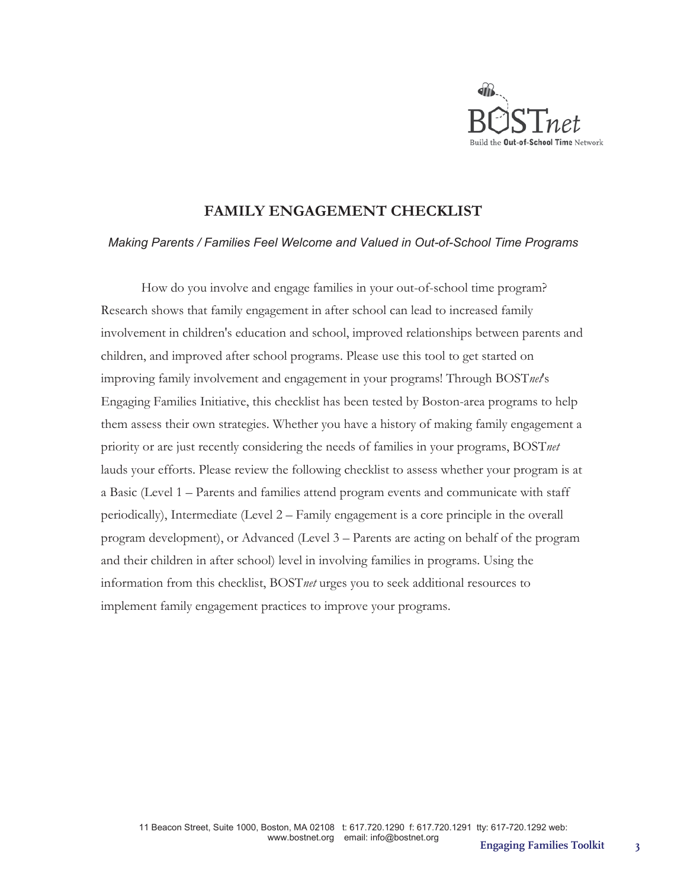# FAMILY ENGAGEMENT CHECKLIST

*Making Parents / Families Feel Welcome and Valued in Out-of-School Time Programs*

How do you involve and engage families in your out-of-school time program? Research shows that family engagement in after school can lead to increased family involvement in children's education and school, improved relationships between parents and children, and improved after school programs. Please use this tool to get started on improving family involvement and engagement in your programs! Through BOST*net*'s Engaging Families Initiative, this checklist has been tested by Boston-area programs to help them assess their own strategies. Whether you have a history of making family engagement a priority or are just recently considering the needs of families in your programs, BOST*net* lauds your efforts. Please review the following checklist to assess whether your program is at a Basic (Level 1 – Parents and families attend program events and communicate with staff periodically), Intermediate (Level 2 – Family engagement is a core principle in the overall program development), or Advanced (Level 3 – Parents are acting on behalf of the program and their children in after school) level in involving families in programs. Using the information from this checklist, BOST*net* urges you to seek additional resources to implement family engagement practices to improve your programs.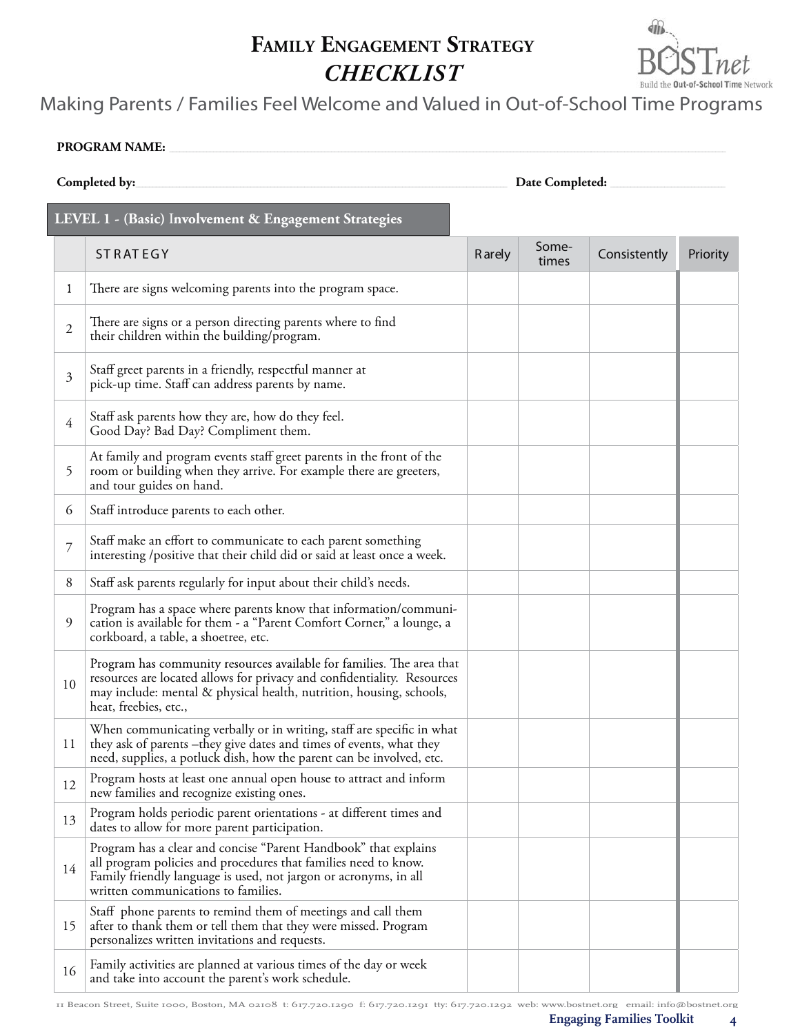# Family Engagement Strategy *CHECKLIST*

Making Parents / Families Feel Welcome and Valued in Out-of-School Time Programs

**PROGRAM NAME:** ____________________________________________

**Completed by:** ______________________________ **Date Completed:** ______________

## LEVEL 1 - (Basic) Involvement & Engagement Strategies

| | STRATEGY | Rarely | Some-times | Consistently | Priority |
|---|---|---|---|---|---|
| 1 | There are signs welcoming parents into the program space. | | | | |
| 2 | There are signs or a person directing parents where to find their children within the building/program. | | | | |
| 3 | Staff greet parents in a friendly, respectful manner at pick-up time. Staff can address parents by name. | | | | |
| 4 | Staff ask parents how they are, how do they feel. Good Day? Bad Day? Compliment them. | | | | |
| 5 | At family and program events staff greet parents in the front of the room or building when they arrive. For example there are greeters, and tour guides on hand. | | | | |
| 6 | Staff introduce parents to each other. | | | | |
| 7 | Staff make an effort to communicate to each parent something interesting /positive that their child did or said at least once a week. | | | | |
| 8 | Staff ask parents regularly for input about their child's needs. | | | | |
| 9 | Program has a space where parents know that information/communication is available for them - a "Parent Comfort Corner," a lounge, a corkboard, a table, a shoetree, etc. | | | | |
| 10 | Program has community resources available for families. The area that resources are located allows for privacy and confidentiality. Resources may include: mental & physical health, nutrition, housing, schools, heat, freebies, etc., | | | | |
| 11 | When communicating verbally or in writing, staff are specific in what they ask of parents –they give dates and times of events, what they need, supplies, a potluck dish, how the parent can be involved, etc. | | | | |
| 12 | Program hosts at least one annual open house to attract and inform new families and recognize existing ones. | | | | |
| 13 | Program holds periodic parent orientations - at different times and dates to allow for more parent participation. | | | | |
| 14 | Program has a clear and concise "Parent Handbook" that explains all program policies and procedures that families need to know. Family friendly language is used, not jargon or acronyms, in all written communications to families. | | | | |
| 15 | Staff phone parents to remind them of meetings and call them after to thank them or tell them that they were missed. Program personalizes written invitations and requests. | | | | |
| 16 | Family activities are planned at various times of the day or week and take into account the parent's work schedule. | | | | |

11 Beacon Street, Suite 1000, Boston, MA 02108 t: 617.720.1290 f: 617.720.1291 tty: 617.720.1292 web: www.bostnet.org email: info@bostnet.org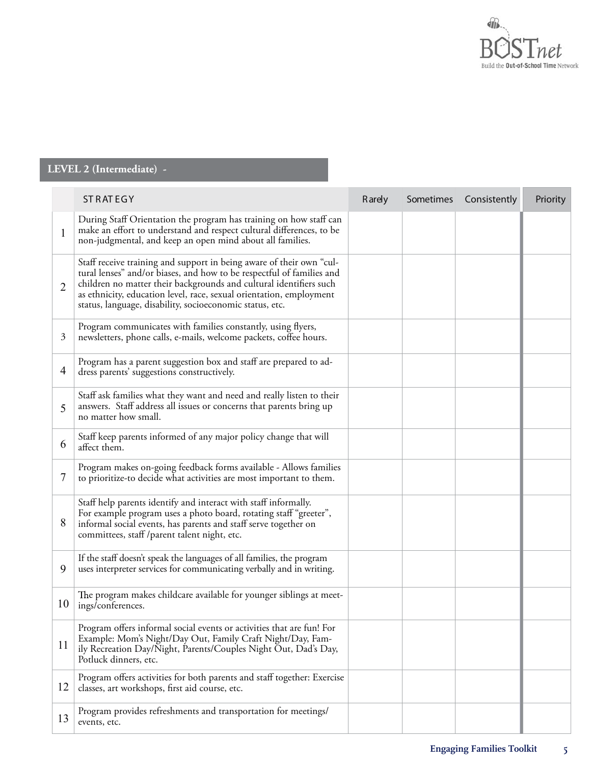## LEVEL 2 (Intermediate) -

| | STRATEGY | Rarely | Sometimes | Consistently | Priority |
|---|---|---|---|---|---|
| 1 | During Staff Orientation the program has training on how staff can make an effort to understand and respect cultural differences, to be non-judgmental, and keep an open mind about all families. | | | | |
| 2 | Staff receive training and support in being aware of their own "cultural lenses" and/or biases, and how to be respectful of families and children no matter their backgrounds and cultural identifiers such as ethnicity, education level, race, sexual orientation, employment status, language, disability, socioeconomic status, etc. | | | | |
| 3 | Program communicates with families constantly, using flyers, newsletters, phone calls, e-mails, welcome packets, coffee hours. | | | | |
| 4 | Program has a parent suggestion box and staff are prepared to address parents' suggestions constructively. | | | | |
| 5 | Staff ask families what they want and need and really listen to their answers. Staff address all issues or concerns that parents bring up no matter how small. | | | | |
| 6 | Staff keep parents informed of any major policy change that will affect them. | | | | |
| 7 | Program makes on-going feedback forms available - Allows families to prioritize-to decide what activities are most important to them. | | | | |
| 8 | Staff help parents identify and interact with staff informally. For example program uses a photo board, rotating staff "greeter", informal social events, has parents and staff serve together on committees, staff /parent talent night, etc. | | | | |
| 9 | If the staff doesn't speak the languages of all families, the program uses interpreter services for communicating verbally and in writing. | | | | |
| 10 | The program makes childcare available for younger siblings at meetings/conferences. | | | | |
| 11 | Program offers informal social events or activities that are fun! For Example: Mom's Night/Day Out, Family Craft Night/Day, Family Recreation Day/Night, Parents/Couples Night Out, Dad's Day, Potluck dinners, etc. | | | | |
| 12 | Program offers activities for both parents and staff together: Exercise classes, art workshops, first aid course, etc. | | | | |
| 13 | Program provides refreshments and transportation for meetings/ events, etc. | | | | |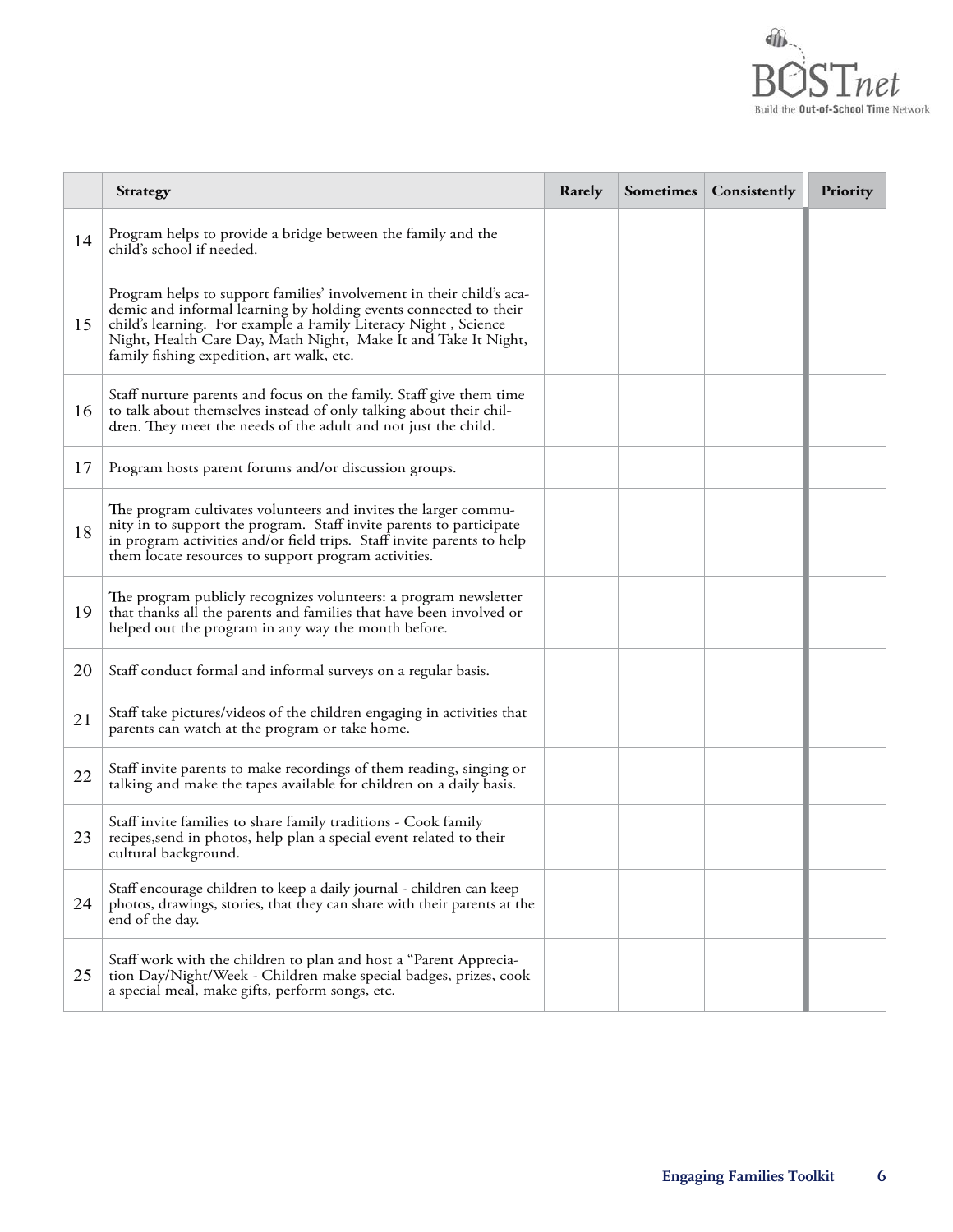| | Strategy | Rarely | Sometimes | Consistently | Priority |
|---|---|---|---|---|---|
| 14 | Program helps to provide a bridge between the family and the child's school if needed. | | | | |
| 15 | Program helps to support families' involvement in their child's academic and informal learning by holding events connected to their child's learning. For example a Family Literacy Night , Science Night, Health Care Day, Math Night, Make It and Take It Night, family fishing expedition, art walk, etc. | | | | |
| 16 | Staff nurture parents and focus on the family. Staff give them time to talk about themselves instead of only talking about their children. They meet the needs of the adult and not just the child. | | | | |
| 17 | Program hosts parent forums and/or discussion groups. | | | | |
| 18 | The program cultivates volunteers and invites the larger community in to support the program. Staff invite parents to participate in program activities and/or field trips. Staff invite parents to help them locate resources to support program activities. | | | | |
| 19 | The program publicly recognizes volunteers: a program newsletter that thanks all the parents and families that have been involved or helped out the program in any way the month before. | | | | |
| 20 | Staff conduct formal and informal surveys on a regular basis. | | | | |
| 21 | Staff take pictures/videos of the children engaging in activities that parents can watch at the program or take home. | | | | |
| 22 | Staff invite parents to make recordings of them reading, singing or talking and make the tapes available for children on a daily basis. | | | | |
| 23 | Staff invite families to share family traditions - Cook family recipes,send in photos, help plan a special event related to their cultural background. | | | | |
| 24 | Staff encourage children to keep a daily journal - children can keep photos, drawings, stories, that they can share with their parents at the end of the day. | | | | |
| 25 | Staff work with the children to plan and host a "Parent Appreciation Day/Night/Week - Children make special badges, prizes, cook a special meal, make gifts, perform songs, etc. | | | | |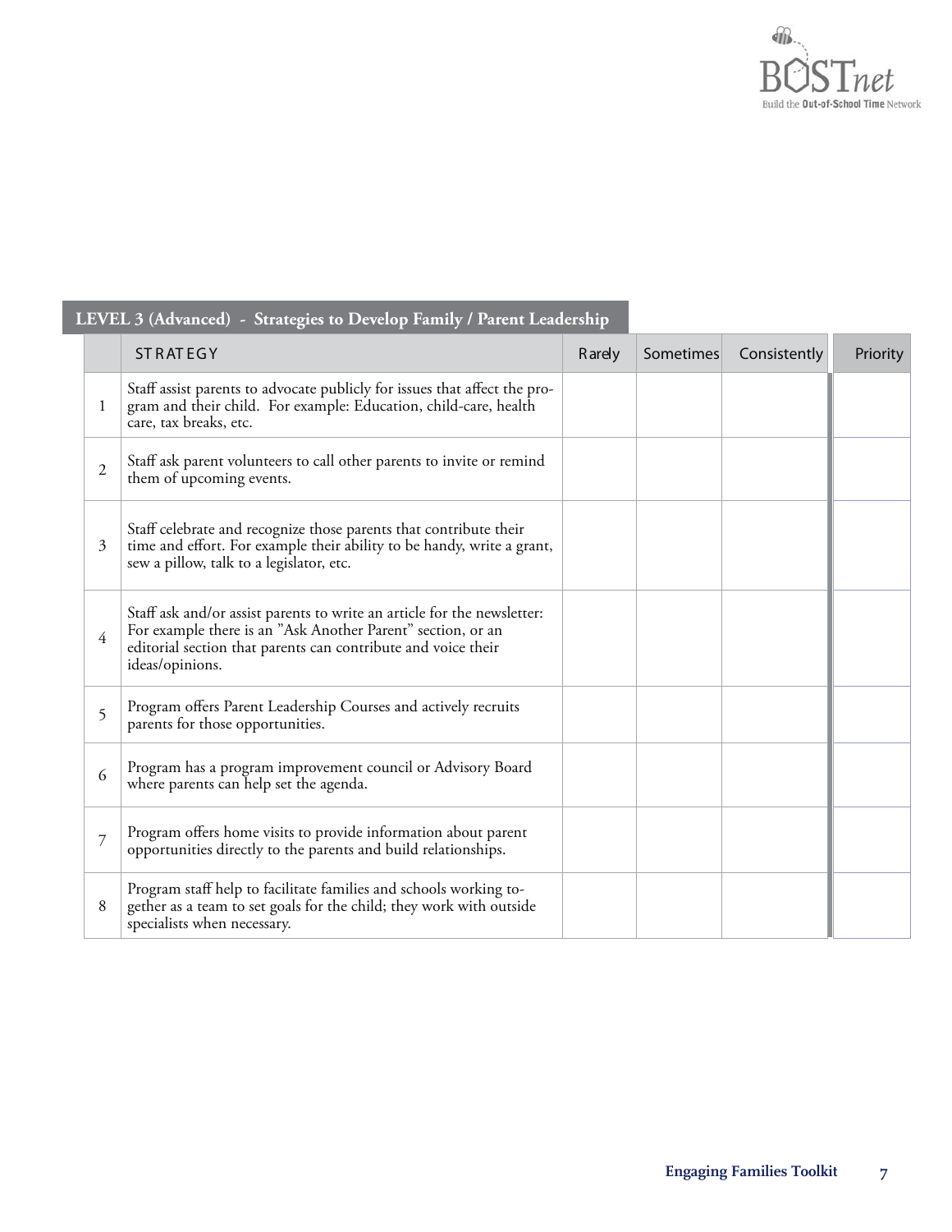## LEVEL 3 (Advanced) - Strategies to Develop Family / Parent Leadership

| | STRATEGY | Rarely | Sometimes | Consistently | Priority |
|---|---|---|---|---|---|
| 1 | Staff assist parents to advocate publicly for issues that affect the program and their child. For example: Education, child-care, health care, tax breaks, etc. | | | | |
| 2 | Staff ask parent volunteers to call other parents to invite or remind them of upcoming events. | | | | |
| 3 | Staff celebrate and recognize those parents that contribute their time and effort. For example their ability to be handy, write a grant, sew a pillow, talk to a legislator, etc. | | | | |
| 4 | Staff ask and/or assist parents to write an article for the newsletter: For example there is an "Ask Another Parent" section, or an editorial section that parents can contribute and voice their ideas/opinions. | | | | |
| 5 | Program offers Parent Leadership Courses and actively recruits parents for those opportunities. | | | | |
| 6 | Program has a program improvement council or Advisory Board where parents can help set the agenda. | | | | |
| 7 | Program offers home visits to provide information about parent opportunities directly to the parents and build relationships. | | | | |
| 8 | Program staff help to facilitate families and schools working together as a team to set goals for the child; they work with outside specialists when necessary. | | | | |